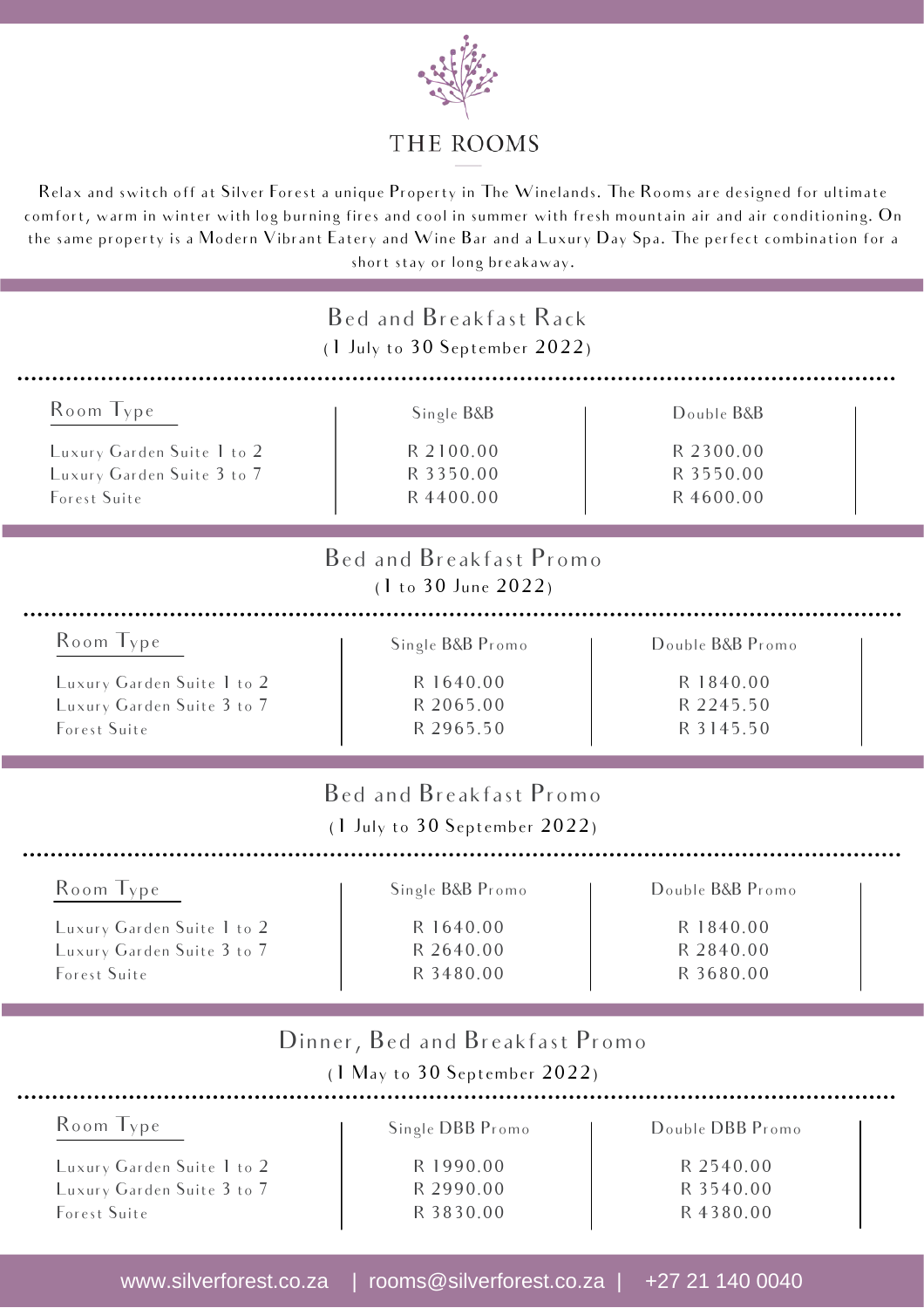# THE ROOMS

Relax and switch off at Silver Forest a unique Property in The Winelands. The Rooms are designed for ultimate comfort, warm in winter with log burning fires and cool in summer with fresh mountain air and air conditioning. On the same property is a Modern Vibrant Eatery and Wine Bar and a Luxury Day Spa. The perfect combination for a short stay or long breakaway.

## Bed and Breakfast Rack

(1 July to 30 September 2022)

| Room Type | Single B&B | Double B&B |
| --- | --- | --- |
| Luxury Garden Suite 1 to 2 | R 2100.00 | R 2300.00 |
| Luxury Garden Suite 3 to 7 | R 3350.00 | R 3550.00 |
| Forest Suite | R 4400.00 | R 4600.00 |

## Bed and Breakfast Promo

(1 to 30 June 2022)

| Room Type | Single B&B Promo | Double B&B Promo |
| --- | --- | --- |
| Luxury Garden Suite 1 to 2 | R 1640.00 | R 1840.00 |
| Luxury Garden Suite 3 to 7 | R 2065.00 | R 2245.50 |
| Forest Suite | R 2965.50 | R 3145.50 |

## Bed and Breakfast Promo

(1 July to 30 September 2022)

| Room Type | Single B&B Promo | Double B&B Promo |
| --- | --- | --- |
| Luxury Garden Suite 1 to 2 | R 1640.00 | R 1840.00 |
| Luxury Garden Suite 3 to 7 | R 2640.00 | R 2840.00 |
| Forest Suite | R 3480.00 | R 3680.00 |

## Dinner, Bed and Breakfast Promo

(1 May to 30 September 2022)

| Room Type | Single DBB Promo | Double DBB Promo |
| --- | --- | --- |
| Luxury Garden Suite 1 to 2 | R 1990.00 | R 2540.00 |
| Luxury Garden Suite 3 to 7 | R 2990.00 | R 3540.00 |
| Forest Suite | R 3830.00 | R 4380.00 |

www.silverforest.co.za | rooms@silverforest.co.za | +27 21 140 0040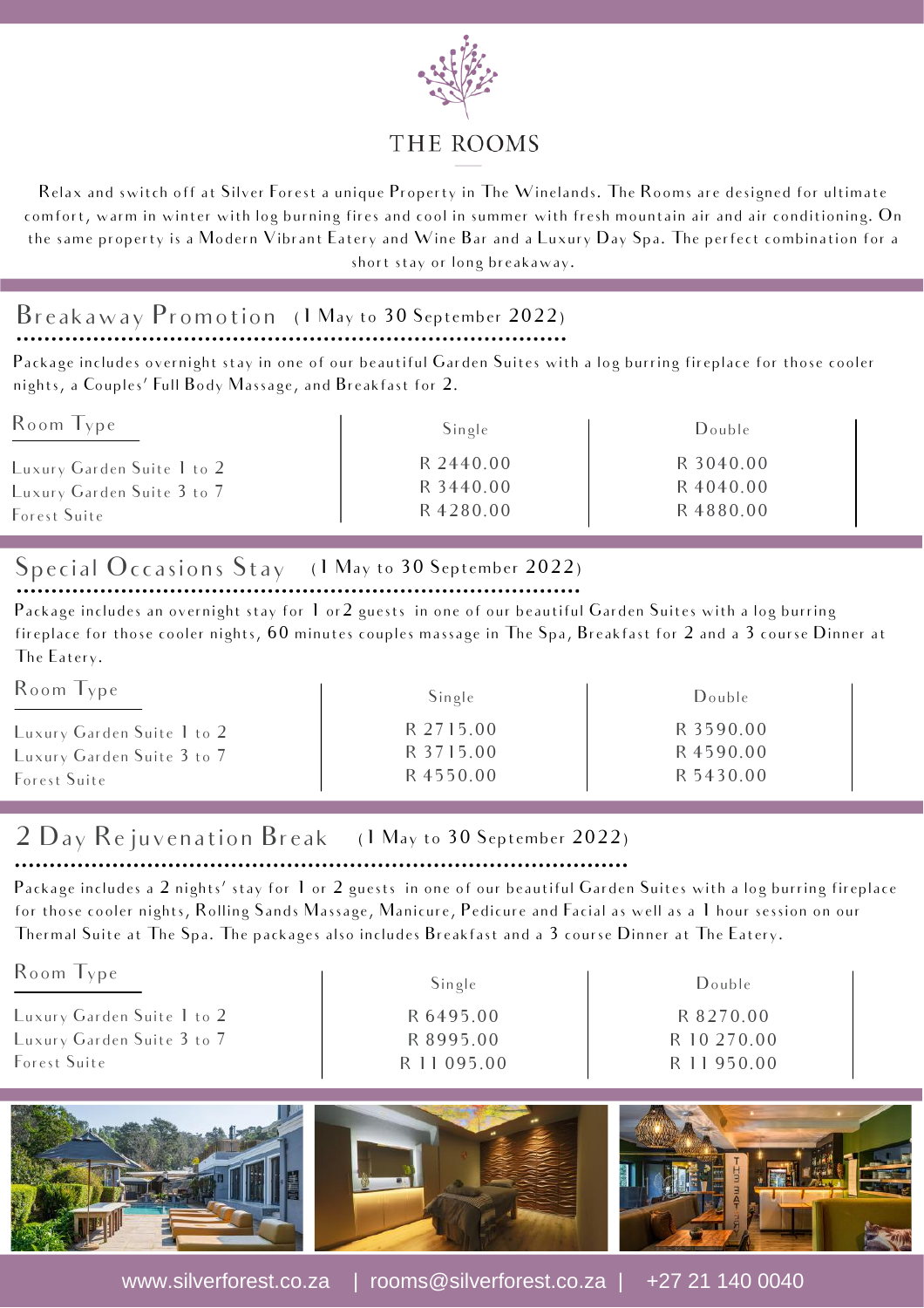# THE ROOMS

Relax and switch off at Silver Forest a unique Property in The Winelands. The Rooms are designed for ultimate comfort, warm in winter with log burning fires and cool in summer with fresh mountain air and air conditioning. On the same property is a Modern Vibrant Eatery and Wine Bar and a Luxury Day Spa. The perfect combination for a short stay or long breakaway.

## Breakaway Promotion (1 May to 30 September 2022)

Package includes overnight stay in one of our beautiful Garden Suites with a log burring fireplace for those cooler nights, a Couples' Full Body Massage, and Breakfast for 2.

| Room Type | Single | Double |
|---|---|---|
| Luxury Garden Suite 1 to 2 | R 2440.00 | R 3040.00 |
| Luxury Garden Suite 3 to 7 | R 3440.00 | R 4040.00 |
| Forest Suite | R 4280.00 | R 4880.00 |

## Special Occasions Stay (1 May to 30 September 2022)

Package includes an overnight stay for 1 or2 guests in one of our beautiful Garden Suites with a log burring fireplace for those cooler nights, 60 minutes couples massage in The Spa, Breakfast for 2 and a 3 course Dinner at The Eatery.

| Room Type | Single | Double |
|---|---|---|
| Luxury Garden Suite 1 to 2 | R 2715.00 | R 3590.00 |
| Luxury Garden Suite 3 to 7 | R 3715.00 | R 4590.00 |
| Forest Suite | R 4550.00 | R 5430.00 |

## 2 Day Rejuvenation Break (1 May to 30 September 2022)

Package includes a 2 nights' stay for 1 or 2 guests in one of our beautiful Garden Suites with a log burring fireplace for those cooler nights, Rolling Sands Massage, Manicure, Pedicure and Facial as well as a 1 hour session on our Thermal Suite at The Spa. The packages also includes Breakfast and a 3 course Dinner at The Eatery.

| Room Type | Single | Double |
|---|---|---|
| Luxury Garden Suite 1 to 2 | R 6495.00 | R 8270.00 |
| Luxury Garden Suite 3 to 7 | R 8995.00 | R 10 270.00 |
| Forest Suite | R 11 095.00 | R 11 950.00 |

www.silverforest.co.za | rooms@silverforest.co.za | +27 21 140 0040